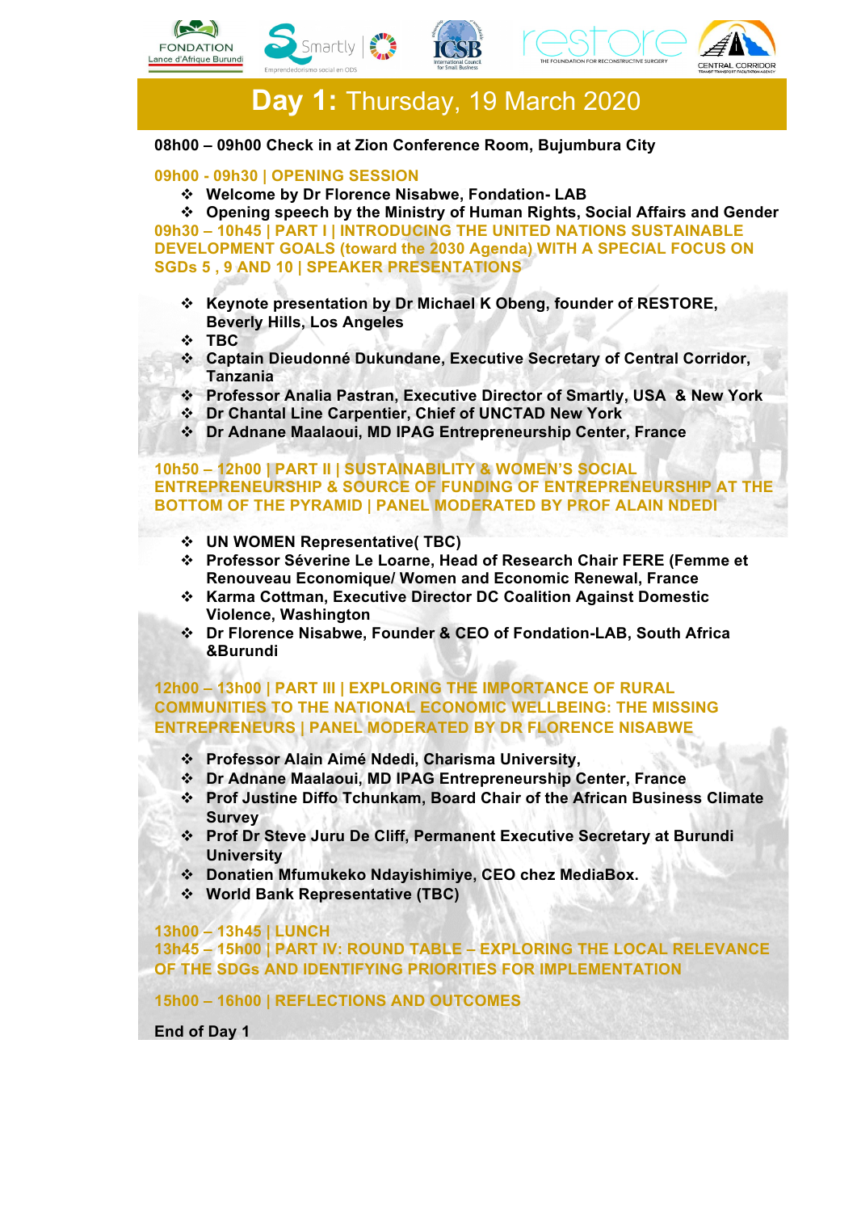# Day 1: Thursday, 19 March 2020

**08h00 – 09h00 Check in at Zion Conference Room, Bujumbura City**

## 09h00 - 09h30 | OPENING SESSION

- **Welcome by Dr Florence Nisabwe, Fondation- LAB**
- **Opening speech by the Ministry of Human Rights, Social Affairs and Gender**

## 09h30 – 10h45 | PART I | INTRODUCING THE UNITED NATIONS SUSTAINABLE DEVELOPMENT GOALS (toward the 2030 Agenda) WITH A SPECIAL FOCUS ON SGDs 5 , 9 AND 10 | SPEAKER PRESENTATIONS

- **Keynote presentation by Dr Michael K Obeng, founder of RESTORE, Beverly Hills, Los Angeles**
- **TBC**
- **Captain Dieudonné Dukundane, Executive Secretary of Central Corridor, Tanzania**
- **Professor Analia Pastran, Executive Director of Smartly, USA & New York**
- **Dr Chantal Line Carpentier, Chief of UNCTAD New York**
- **Dr Adnane Maalaoui, MD IPAG Entrepreneurship Center, France**

## 10h50 – 12h00 | PART II | SUSTAINABILITY & WOMEN'S SOCIAL ENTREPRENEURSHIP & SOURCE OF FUNDING OF ENTREPRENEURSHIP AT THE BOTTOM OF THE PYRAMID | PANEL MODERATED BY PROF ALAIN NDEDI

- **UN WOMEN Representative( TBC)**
- **Professor Séverine Le Loarne, Head of Research Chair FERE (Femme et Renouveau Economique/ Women and Economic Renewal, France**
- **Karma Cottman, Executive Director DC Coalition Against Domestic Violence, Washington**
- **Dr Florence Nisabwe, Founder & CEO of Fondation-LAB, South Africa &Burundi**

## 12h00 – 13h00 | PART III | EXPLORING THE IMPORTANCE OF RURAL COMMUNITIES TO THE NATIONAL ECONOMIC WELLBEING: THE MISSING ENTREPRENEURS | PANEL MODERATED BY DR FLORENCE NISABWE

- **Professor Alain Aimé Ndedi, Charisma University,**
- **Dr Adnane Maalaoui, MD IPAG Entrepreneurship Center, France**
- **Prof Justine Diffo Tchunkam, Board Chair of the African Business Climate Survey**
- **Prof Dr Steve Juru De Cliff, Permanent Executive Secretary at Burundi University**
- **Donatien Mfumukeko Ndayishimiye, CEO chez MediaBox.**
- **World Bank Representative (TBC)**

## 13h00 – 13h45 | LUNCH

## 13h45 – 15h00 | PART IV: ROUND TABLE – EXPLORING THE LOCAL RELEVANCE OF THE SDGs AND IDENTIFYING PRIORITIES FOR IMPLEMENTATION

## 15h00 – 16h00 | REFLECTIONS AND OUTCOMES

**End of Day 1**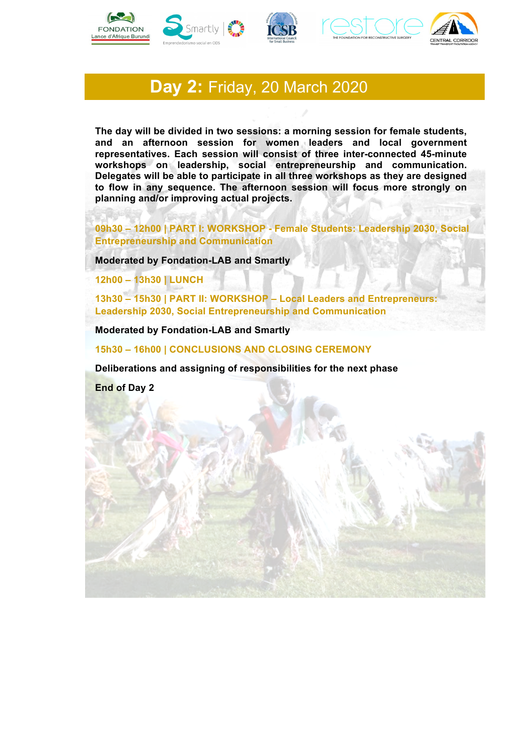# **Day 2:** Friday, 20 March 2020

**The day will be divided in two sessions: a morning session for female students, and an afternoon session for women leaders and local government representatives. Each session will consist of three inter-connected 45-minute workshops on leadership, social entrepreneurship and communication. Delegates will be able to participate in all three workshops as they are designed to flow in any sequence. The afternoon session will focus more strongly on planning and/or improving actual projects.**

**09h30 – 12h00 | PART I: WORKSHOP - Female Students: Leadership 2030, Social Entrepreneurship and Communication**

**Moderated by Fondation-LAB and Smartly**

**12h00 – 13h30 | LUNCH**

**13h30 – 15h30 | PART II: WORKSHOP – Local Leaders and Entrepreneurs: Leadership 2030, Social Entrepreneurship and Communication**

**Moderated by Fondation-LAB and Smartly**

**15h30 – 16h00 | CONCLUSIONS AND CLOSING CEREMONY**

**Deliberations and assigning of responsibilities for the next phase**

**End of Day 2**